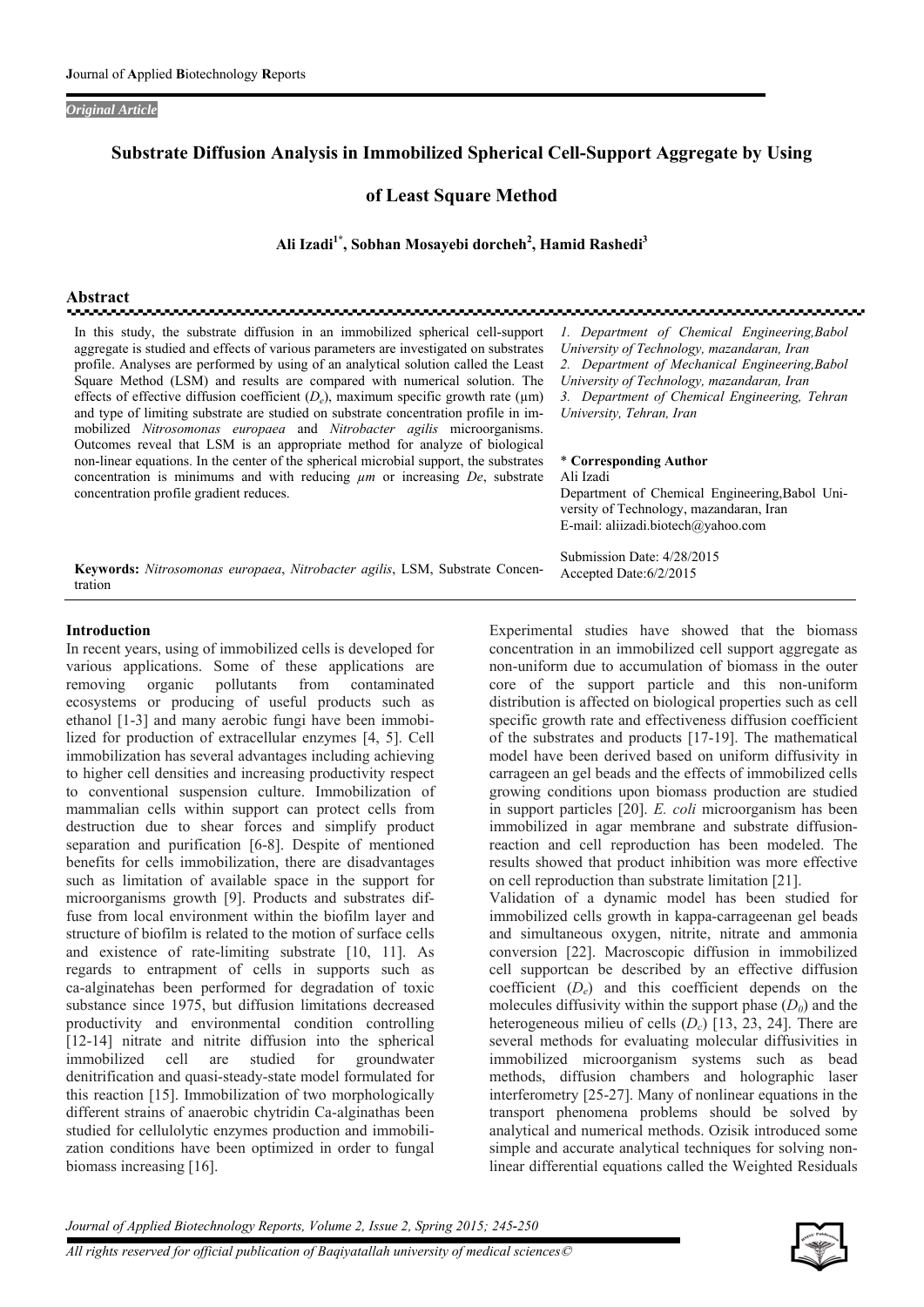*Original Article*

# Substrate Diffusion Analysis in Immobilized Spherical Cell-Support Aggregate by Using of Least Square Method

**Ali Izadi[1*], Sobhan Mosayebi dorcheh[2], Hamid Rashedi[3]**

## Abstract

In this study, the substrate diffusion in an immobilized spherical cell-support aggregate is studied and effects of various parameters are investigated on substrates profile. Analyses are performed by using of an analytical solution called the Least Square Method (LSM) and results are compared with numerical solution. The effects of effective diffusion coefficient ($D_e$), maximum specific growth rate (μm) and type of limiting substrate are studied on substrate concentration profile in immobilized *Nitrosomonas europaea* and *Nitrobacter agilis* microorganisms. Outcomes reveal that LSM is an appropriate method for analyze of biological non-linear equations. In the center of the spherical microbial support, the substrates concentration is minimums and with reducing *μm* or increasing *De*, substrate concentration profile gradient reduces.

**Keywords:** *Nitrosomonas europaea*, *Nitrobacter agilis*, LSM, Substrate Concentration

1. Department of Chemical Engineering,Babol University of Technology, mazandaran, Iran
2. Department of Mechanical Engineering,Babol University of Technology, mazandaran, Iran
3. Department of Chemical Engineering, Tehran University, Tehran, Iran

\* **Corresponding Author**
Ali Izadi
Department of Chemical Engineering,Babol University of Technology, mazandaran, Iran
E-mail: aliizadi.biotech@yahoo.com

Submission Date: 4/28/2015
Accepted Date:6/2/2015

## Introduction

In recent years, using of immobilized cells is developed for various applications. Some of these applications are removing organic pollutants from contaminated ecosystems or producing of useful products such as ethanol [1-3] and many aerobic fungi have been immobilized for production of extracellular enzymes [4, 5]. Cell immobilization has several advantages including achieving to higher cell densities and increasing productivity respect to conventional suspension culture. Immobilization of mammalian cells within support can protect cells from destruction due to shear forces and simplify product separation and purification [6-8]. Despite of mentioned benefits for cells immobilization, there are disadvantages such as limitation of available space in the support for microorganisms growth [9]. Products and substrates diffuse from local environment within the biofilm layer and structure of biofilm is related to the motion of surface cells and existence of rate-limiting substrate [10, 11]. As regards to entrapment of cells in supports such as ca-alginatehas been performed for degradation of toxic substance since 1975, but diffusion limitations decreased productivity and environmental condition controlling [12-14] nitrate and nitrite diffusion into the spherical immobilized cell are studied for groundwater denitrification and quasi-steady-state model formulated for this reaction [15]. Immobilization of two morphologically different strains of anaerobic chytridin Ca-alginathas been studied for cellulolytic enzymes production and immobilization conditions have been optimized in order to fungal biomass increasing [16].

Experimental studies have showed that the biomass concentration in an immobilized cell support aggregate as non-uniform due to accumulation of biomass in the outer core of the support particle and this non-uniform distribution is affected on biological properties such as cell specific growth rate and effectiveness diffusion coefficient of the substrates and products [17-19]. The mathematical model have been derived based on uniform diffusivity in carrageen an gel beads and the effects of immobilized cells growing conditions upon biomass production are studied in support particles [20]. *E. coli* microorganism has been immobilized in agar membrane and substrate diffusion-reaction and cell reproduction has been modeled. The results showed that product inhibition was more effective on cell reproduction than substrate limitation [21].

Validation of a dynamic model has been studied for immobilized cells growth in kappa-carrageenan gel beads and simultaneous oxygen, nitrite, nitrate and ammonia conversion [22]. Macroscopic diffusion in immobilized cell supportcan be described by an effective diffusion coefficient ($D_e$) and this coefficient depends on the molecules diffusivity within the support phase ($D_0$) and the heterogeneous milieu of cells ($D_c$) [13, 23, 24]. There are several methods for evaluating molecular diffusivities in immobilized microorganism systems such as bead methods, diffusion chambers and holographic laser interferometry [25-27]. Many of nonlinear equations in the transport phenomena problems should be solved by analytical and numerical methods. Ozisik introduced some simple and accurate analytical techniques for solving nonlinear differential equations called the Weighted Residuals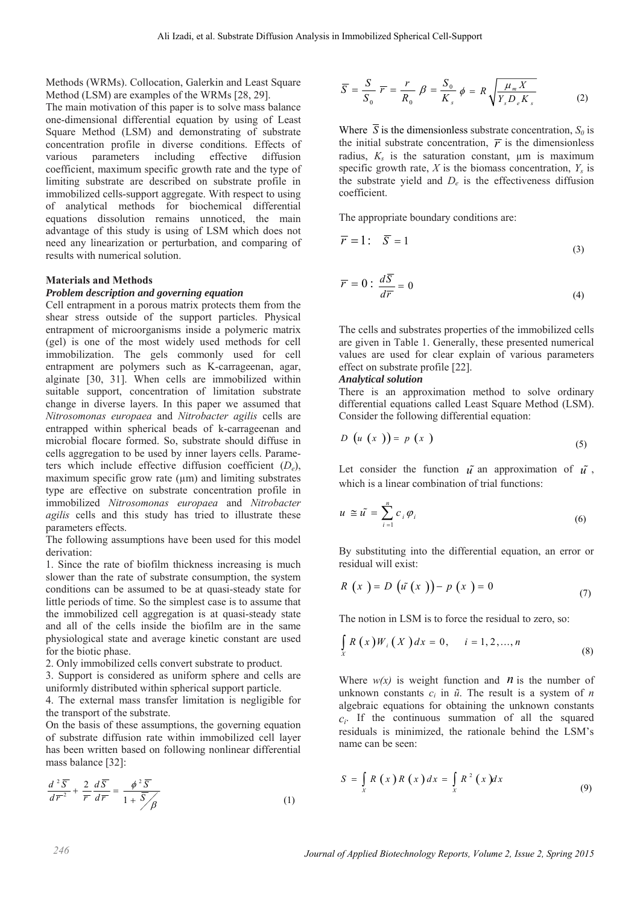Methods (WRMs). Collocation, Galerkin and Least Square Method (LSM) are examples of the WRMs [28, 29].
The main motivation of this paper is to solve mass balance one-dimensional differential equation by using of Least Square Method (LSM) and demonstrating of substrate concentration profile in diverse conditions. Effects of various parameters including effective diffusion coefficient, maximum specific growth rate and the type of limiting substrate are described on substrate profile in immobilized cells-support aggregate. With respect to using of analytical methods for biochemical differential equations dissolution remains unnoticed, the main advantage of this study is using of LSM which does not need any linearization or perturbation, and comparing of results with numerical solution.

**Materials and Methods**

***Problem description and governing equation***

Cell entrapment in a porous matrix protects them from the shear stress outside of the support particles. Physical entrapment of microorganisms inside a polymeric matrix (gel) is one of the most widely used methods for cell immobilization. The gels commonly used for cell entrapment are polymers such as K-carrageenan, agar, alginate [30, 31]. When cells are immobilized within suitable support, concentration of limitation substrate change in diverse layers. In this paper we assumed that *Nitrosomonas europaea* and *Nitrobacter agilis* cells are entrapped within spherical beads of k-carrageenan and microbial flocare formed. So, substrate should diffuse in cells aggregation to be used by inner layers cells. Parameters which include effective diffusion coefficient ($D_e$), maximum specific grow rate (μm) and limiting substrates type are effective on substrate concentration profile in immobilized *Nitrosomonas europaea* and *Nitrobacter agilis* cells and this study has tried to illustrate these parameters effects.

The following assumptions have been used for this model derivation:

1. Since the rate of biofilm thickness increasing is much slower than the rate of substrate consumption, the system conditions can be assumed to be at quasi-steady state for little periods of time. So the simplest case is to assume that the immobilized cell aggregation is at quasi-steady state and all of the cells inside the biofilm are in the same physiological state and average kinetic constant are used for the biotic phase.
2. Only immobilized cells convert substrate to product.
3. Support is considered as uniform sphere and cells are uniformly distributed within spherical support particle.
4. The external mass transfer limitation is negligible for the transport of the substrate.

On the basis of these assumptions, the governing equation of substrate diffusion rate within immobilized cell layer has been written based on following nonlinear differential mass balance [32]:

$$\frac{d^2\overline{S}}{d\overline{r}^2}+\frac{2}{\overline{r}}\frac{d\overline{S}}{d\overline{r}}=\frac{\phi^2\overline{S}}{1+\overline{S}/\beta} \tag{1}$$

$$\overline{S}=\frac{S}{S_0}\quad \overline{r}=\frac{r}{R_0}\quad \beta=\frac{S_0}{K_s}\quad \phi=R\sqrt{\frac{\mu_m X}{Y_s D_e K_s}} \tag{2}$$

Where $\overline{S}$ is the dimensionless substrate concentration, $S_0$ is the initial substrate concentration, $\overline{r}$ is the dimensionless radius, $K_s$ is the saturation constant, μm is maximum specific growth rate, $X$ is the biomass concentration, $Y_s$ is the substrate yield and $D_e$ is the effectiveness diffusion coefficient.

The appropriate boundary conditions are:

$$\overline{r}=1:\quad \overline{S}=1 \tag{3}$$

$$\overline{r}=0:\quad \frac{d\overline{S}}{d\overline{r}}=0 \tag{4}$$

The cells and substrates properties of the immobilized cells are given in Table 1. Generally, these presented numerical values are used for clear explain of various parameters effect on substrate profile [22].

***Analytical solution***

There is an approximation method to solve ordinary differential equations called Least Square Method (LSM). Consider the following differential equation:

$$D\left(u\left(x\right)\right)=p\left(x\right) \tag{5}$$

Let consider the function $\tilde{u}$ an approximation of $\tilde{u}$, which is a linear combination of trial functions:

$$u\cong\tilde{u}=\sum_{i=1}^{n}c_i\varphi_i \tag{6}$$

By substituting into the differential equation, an error or residual will exist:

$$R\left(x\right)=D\left(\tilde{u}\left(x\right)\right)-p\left(x\right)=0 \tag{7}$$

The notion in LSM is to force the residual to zero, so:

$$\int_X R\left(x\right)W_i\left(X\right)dx=0,\qquad i=1,2,\ldots,n \tag{8}$$

Where $w(x)$ is weight function and $n$ is the number of unknown constants $c_i$ in $\tilde{u}$. The result is a system of $n$ algebraic equations for obtaining the unknown constants $c_i$. If the continuous summation of all the squared residuals is minimized, the rationale behind the LSM's name can be seen:

$$S=\int_X R\left(x\right)R\left(x\right)dx=\int_X R^2\left(x\right)dx \tag{9}$$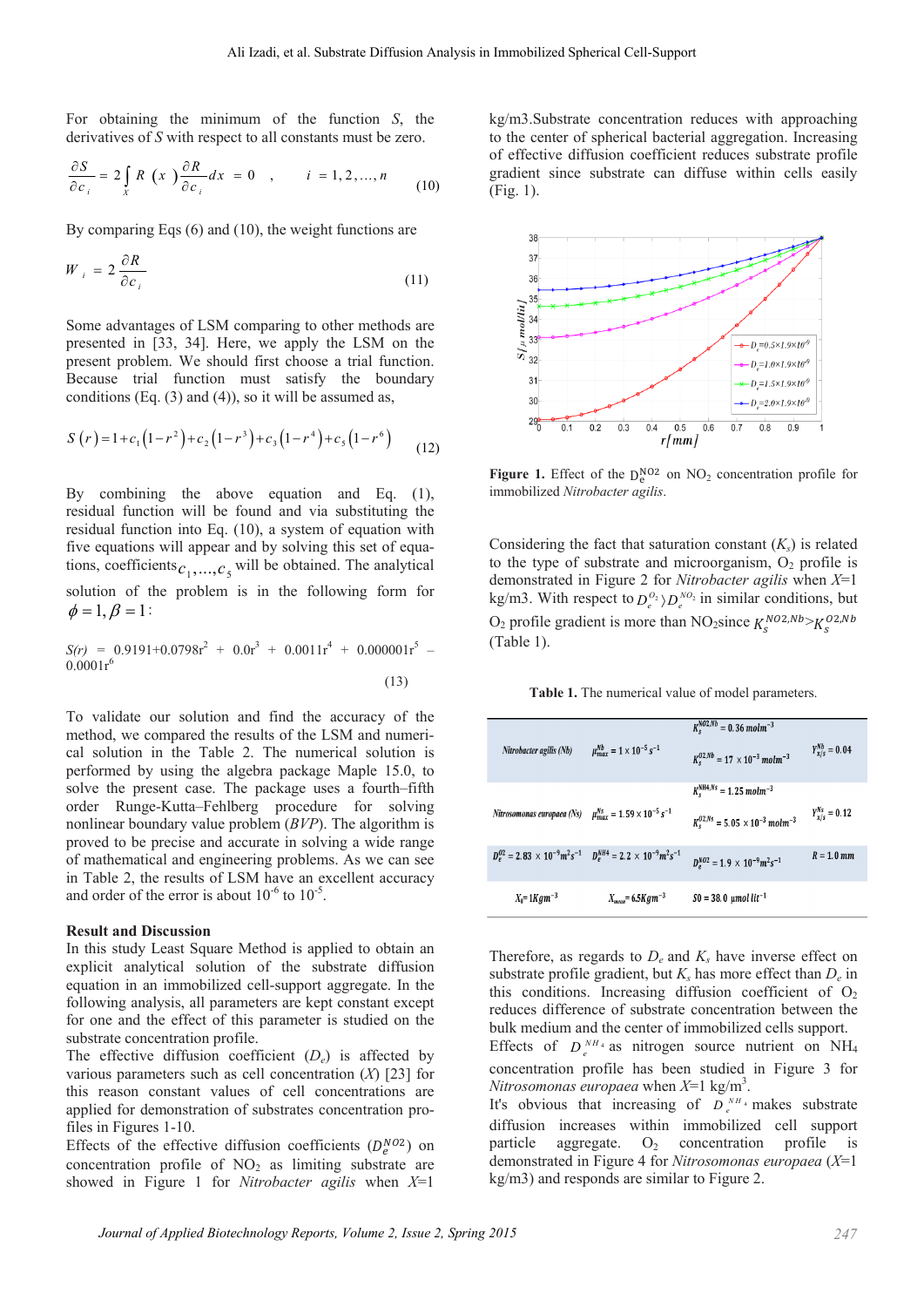For obtaining the minimum of the function $S$, the derivatives of $S$ with respect to all constants must be zero.

$$\frac{\partial S}{\partial c_i} = 2\int_X R(x)\frac{\partial R}{\partial c_i}dx = 0 \quad , \quad i = 1,2,\ldots,n \qquad (10)$$

By comparing Eqs (6) and (10), the weight functions are

$$W_i = 2\frac{\partial R}{\partial c_i} \qquad (11)$$

Some advantages of LSM comparing to other methods are presented in [33, 34]. Here, we apply the LSM on the present problem. We should first choose a trial function. Because trial function must satisfy the boundary conditions (Eq. (3) and (4)), so it will be assumed as,

$$S(r) = 1 + c_1(1-r^2) + c_2(1-r^3) + c_3(1-r^4) + c_5(1-r^6) \qquad (12)$$

By combining the above equation and Eq. (1), residual function will be found and via substituting the residual function into Eq. (10), a system of equation with five equations will appear and by solving this set of equations, coefficients $c_1,\ldots,c_5$ will be obtained. The analytical solution of the problem is in the following form for $\phi = 1, \beta = 1$:

$$S(r) = 0.9191 + 0.0798r^2 + 0.0r^3 + 0.0011r^4 + 0.000001r^5 - 0.0001r^6 \qquad (13)$$

To validate our solution and find the accuracy of the method, we compared the results of the LSM and numerical solution in the Table 2. The numerical solution is performed by using the algebra package Maple 15.0, to solve the present case. The package uses a fourth–fifth order Runge-Kutta–Fehlberg procedure for solving nonlinear boundary value problem (*BVP*). The algorithm is proved to be precise and accurate in solving a wide range of mathematical and engineering problems. As we can see in Table 2, the results of LSM have an excellent accuracy and order of the error is about $10^{-6}$ to $10^{-5}$.

## Result and Discussion

In this study Least Square Method is applied to obtain an explicit analytical solution of the substrate diffusion equation in an immobilized cell-support aggregate. In the following analysis, all parameters are kept constant except for one and the effect of this parameter is studied on the substrate concentration profile.

The effective diffusion coefficient ($D_e$) is affected by various parameters such as cell concentration ($X$) [23] for this reason constant values of cell concentrations are applied for demonstration of substrates concentration profiles in Figures 1-10.

Effects of the effective diffusion coefficients ($D_e^{NO2}$) on concentration profile of $NO_2$ as limiting substrate are showed in Figure 1 for *Nitrobacter agilis* when $X$=1 kg/m3.Substrate concentration reduces with approaching to the center of spherical bacterial aggregation. Increasing of effective diffusion coefficient reduces substrate profile gradient since substrate can diffuse within cells easily (Fig. 1).

**Figure 1.** Effect of the $D_e^{NO2}$ on $NO_2$ concentration profile for immobilized *Nitrobacter agilis*.

Considering the fact that saturation constant ($K_s$) is related to the type of substrate and microorganism, $O_2$ profile is demonstrated in Figure 2 for *Nitrobacter agilis* when $X$=1 kg/m3. With respect to $D_e^{O_2} \rangle D_e^{NO_2}$ in similar conditions, but $O_2$ profile gradient is more than $NO_2$since $K_s^{NO2,Nb} > K_s^{O2,Nb}$ (Table 1).

**Table 1.** The numerical value of model parameters.

| | | | |
|---|---|---|---|
| *Nitrobacter agilis (Nb)* | $\mu_{max}^{Nb} = 1\times10^{-5}\,s^{-1}$ | $K_s^{NO2,Nb} = 0.36\,mol\,m^{-3}$ <br> $K_s^{O2,Nb} = 17\times10^{-3}\,mol\,m^{-3}$ | $Y_{X/S}^{Nb} = 0.04$ |
| *Nitrosomonas europaea (Ns)* | $\mu_{max}^{Ns} = 1.59\times10^{-5}\,s^{-1}$ | $K_s^{NH4,Ns} = 1.25\,mol\,m^{-3}$ <br> $K_s^{O2,Ns} = 5.05\times10^{-3}\,mol\,m^{-3}$ | $Y_{X/S}^{Ns} = 0.12$ |
| $D_e^{O2} = 2.83\times10^{-9}\,m^2s^{-1}$ | $D_e^{NH4} = 2.2\times10^{-9}\,m^2s^{-1}$ | $D_e^{NO2} = 1.9\times10^{-9}\,m^2s^{-1}$ | $R = 1.0\,mm$ |
| $X_1 = 1\,Kg\,m^{-3}$ | $X_{mean} = 6.5\,Kg\,m^{-3}$ | $S0 = 38.0\ \mu mol\,lit^{-1}$ | |

Therefore, as regards to $D_e$ and $K_s$ have inverse effect on substrate profile gradient, but $K_s$ has more effect than $D_e$ in this conditions. Increasing diffusion coefficient of $O_2$ reduces difference of substrate concentration between the bulk medium and the center of immobilized cells support.

Effects of $D_e^{NH_4}$ as nitrogen source nutrient on $NH_4$ concentration profile has been studied in Figure 3 for *Nitrosomonas europaea* when $X$=1 kg/m$^3$.

It's obvious that increasing of $D_e^{NH_4}$ makes substrate diffusion increases within immobilized cell support particle aggregate. $O_2$ concentration profile is demonstrated in Figure 4 for *Nitrosomonas europaea* ($X$=1 kg/m3) and responds are similar to Figure 2.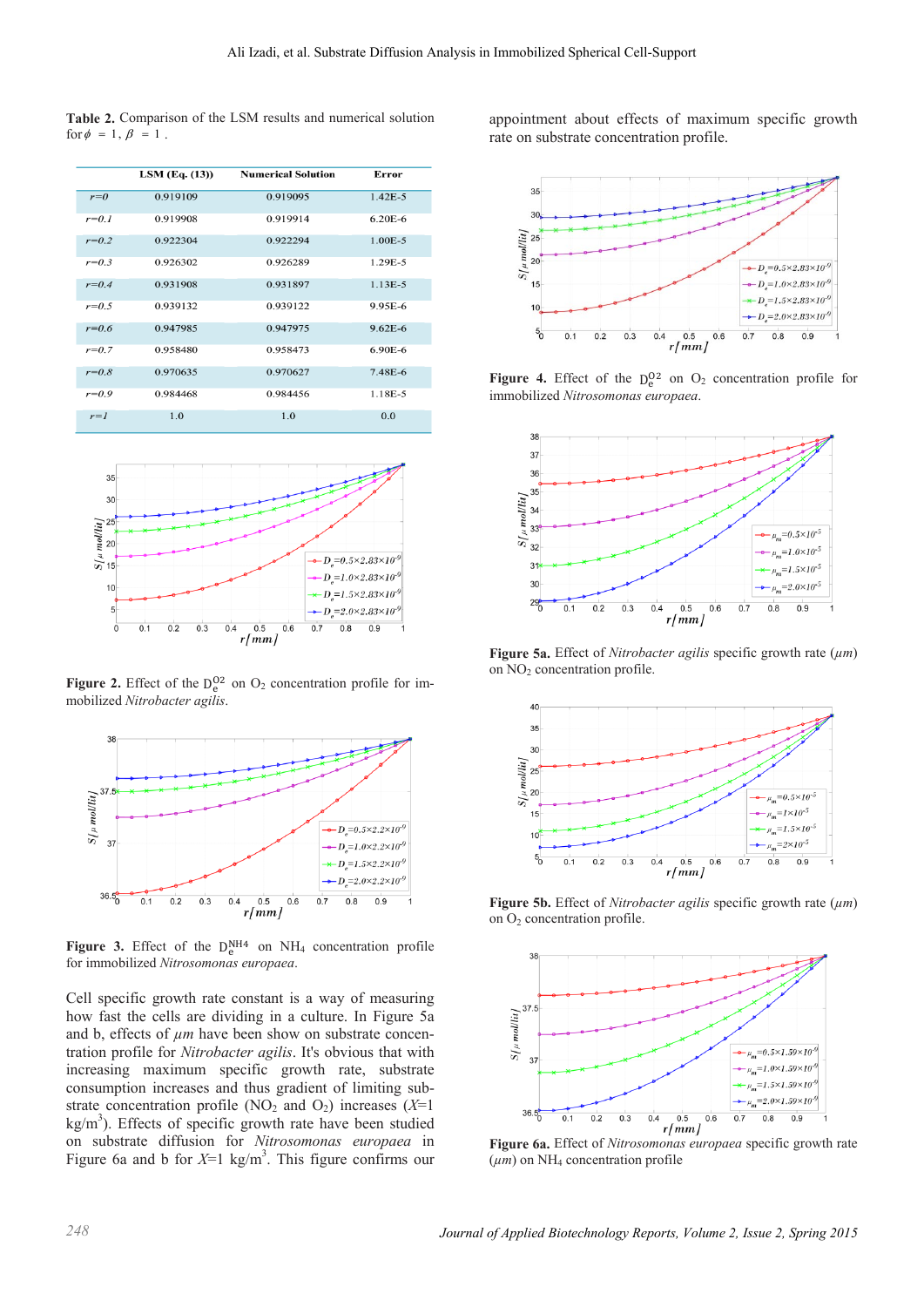**Table 2.** Comparison of the LSM results and numerical solution for $\phi = 1, \beta = 1$.

| | LSM (Eq. (13)) | Numerical Solution | Error |
|---|---|---|---|
| $r=0$ | 0.919109 | 0.919095 | 1.42E-5 |
| $r=0.1$ | 0.919908 | 0.919914 | 6.20E-6 |
| $r=0.2$ | 0.922304 | 0.922294 | 1.00E-5 |
| $r=0.3$ | 0.926302 | 0.926289 | 1.29E-5 |
| $r=0.4$ | 0.931908 | 0.931897 | 1.13E-5 |
| $r=0.5$ | 0.939132 | 0.939122 | 9.95E-6 |
| $r=0.6$ | 0.947985 | 0.947975 | 9.62E-6 |
| $r=0.7$ | 0.958480 | 0.958473 | 6.90E-6 |
| $r=0.8$ | 0.970635 | 0.970627 | 7.48E-6 |
| $r=0.9$ | 0.984468 | 0.984456 | 1.18E-5 |
| $r=1$ | 1.0 | 1.0 | 0.0 |

**Figure 2.** Effect of the $D_e^{O2}$ on $O_2$ concentration profile for immobilized *Nitrobacter agilis*.

**Figure 3.** Effect of the $D_e^{NH4}$ on $NH_4$ concentration profile for immobilized *Nitrosomonas europaea*.

Cell specific growth rate constant is a way of measuring how fast the cells are dividing in a culture. In Figure 5a and b, effects of $\mu m$ have been show on substrate concentration profile for *Nitrobacter agilis*. It's obvious that with increasing maximum specific growth rate, substrate consumption increases and thus gradient of limiting substrate concentration profile ($NO_2$ and $O_2$) increases ($X$=1 kg/m$^3$). Effects of specific growth rate have been studied on substrate diffusion for *Nitrosomonas europaea* in Figure 6a and b for $X$=1 kg/m$^3$. This figure confirms our appointment about effects of maximum specific growth rate on substrate concentration profile.

**Figure 4.** Effect of the $D_e^{O2}$ on $O_2$ concentration profile for immobilized *Nitrosomonas europaea*.

**Figure 5a.** Effect of *Nitrobacter agilis* specific growth rate ($\mu m$) on $NO_2$ concentration profile.

**Figure 5b.** Effect of *Nitrobacter agilis* specific growth rate ($\mu m$) on $O_2$ concentration profile.

**Figure 6a.** Effect of *Nitrosomonas europaea* specific growth rate ($\mu m$) on $NH_4$ concentration profile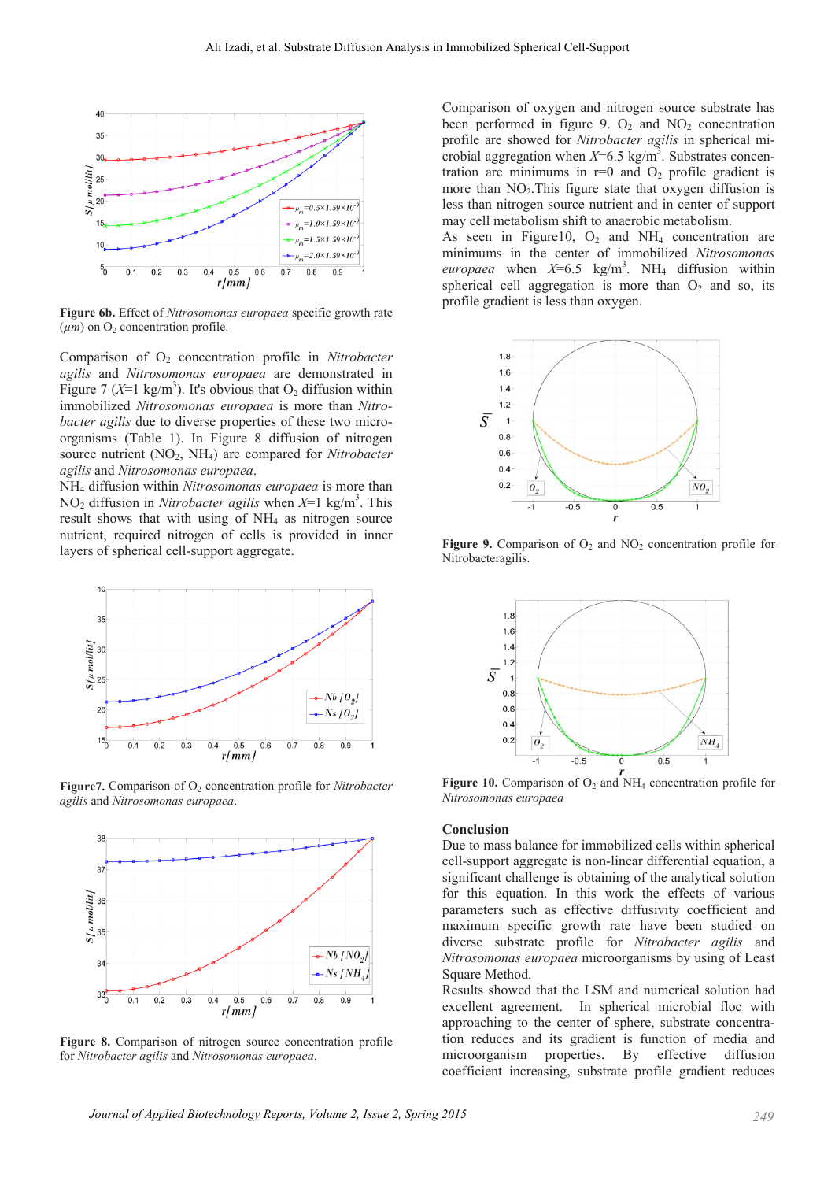Figure 6b. Effect of *Nitrosomonas europaea* specific growth rate ($\mu m$) on $O_2$ concentration profile.

Comparison of $O_2$ concentration profile in *Nitrobacter agilis* and *Nitrosomonas europaea* are demonstrated in Figure 7 ($X$=1 kg/m$^3$). It's obvious that $O_2$ diffusion within immobilized *Nitrosomonas europaea* is more than *Nitrobacter agilis* due to diverse properties of these two microorganisms (Table 1). In Figure 8 diffusion of nitrogen source nutrient ($NO_2$, $NH_4$) are compared for *Nitrobacter agilis* and *Nitrosomonas europaea*.

$NH_4$ diffusion within *Nitrosomonas europaea* is more than $NO_2$ diffusion in *Nitrobacter agilis* when $X$=1 kg/m$^3$. This result shows that with using of $NH_4$ as nitrogen source nutrient, required nitrogen of cells is provided in inner layers of spherical cell-support aggregate.

**Figure7.** Comparison of $O_2$ concentration profile for *Nitrobacter agilis* and *Nitrosomonas europaea*.

**Figure 8.** Comparison of nitrogen source concentration profile for *Nitrobacter agilis* and *Nitrosomonas europaea*.

Comparison of oxygen and nitrogen source substrate has been performed in figure 9. $O_2$ and $NO_2$ concentration profile are showed for *Nitrobacter agilis* in spherical microbial aggregation when $X$=6.5 kg/m$^3$. Substrates concentration are minimums in r=0 and $O_2$ profile gradient is more than $NO_2$.This figure state that oxygen diffusion is less than nitrogen source nutrient and in center of support may cell metabolism shift to anaerobic metabolism.

As seen in Figure10, $O_2$ and $NH_4$ concentration are minimums in the center of immobilized *Nitrosomonas europaea* when $X$=6.5 kg/m$^3$. $NH_4$ diffusion within spherical cell aggregation is more than $O_2$ and so, its profile gradient is less than oxygen.

**Figure 9.** Comparison of $O_2$ and $NO_2$ concentration profile for Nitrobacteragilis.

**Figure 10.** Comparison of $O_2$ and $NH_4$ concentration profile for *Nitrosomonas europaea*

## Conclusion

Due to mass balance for immobilized cells within spherical cell-support aggregate is non-linear differential equation, a significant challenge is obtaining of the analytical solution for this equation. In this work the effects of various parameters such as effective diffusivity coefficient and maximum specific growth rate have been studied on diverse substrate profile for *Nitrobacter agilis* and *Nitrosomonas europaea* microorganisms by using of Least Square Method.

Results showed that the LSM and numerical solution had excellent agreement. In spherical microbial floc with approaching to the center of sphere, substrate concentration reduces and its gradient is function of media and microorganism properties. By effective diffusion coefficient increasing, substrate profile gradient reduces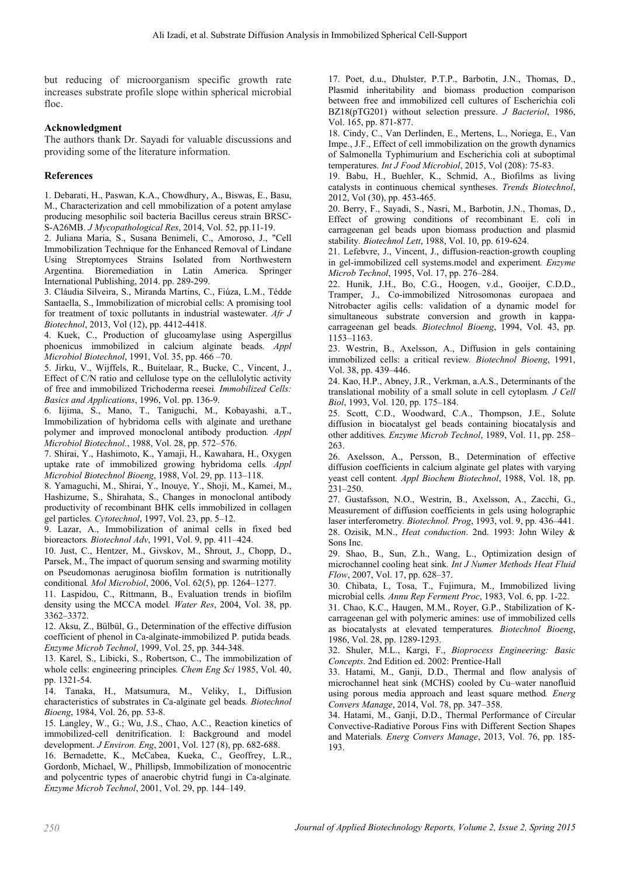but reducing of microorganism specific growth rate increases substrate profile slope within spherical microbial floc.

## Acknowledgment

The authors thank Dr. Sayadi for valuable discussions and providing some of the literature information.

## References

1. Debarati, H., Paswan, K.A., Chowdhury, A., Biswas, E., Basu, M., Characterization and cell mmobilization of a potent amylase producing mesophilic soil bacteria Bacillus cereus strain BRSC-S-A26MB. *J Mycopathological Res*, 2014, Vol. 52, pp.11-19.

2. Juliana Maria, S., Susana Benimeli, C., Amoroso, J., "Cell Immobilization Technique for the Enhanced Removal of Lindane Using Streptomyces Strains Isolated from Northwestern Argentina. Bioremediation in Latin America. Springer International Publishing, 2014. pp. 289-299.

3. Cláudia Silveira, S., Miranda Martins, C., Fiúza, L.M., Tédde Santaella, S., Immobilization of microbial cells: A promising tool for treatment of toxic pollutants in industrial wastewater. *Afr J Biotechnol*, 2013, Vol (12), pp. 4412-4418.

4. Kuek, C., Production of glucoamylase using Aspergillus phoenicus immobilized in calcium alginate beads*. Appl Microbiol Biotechnol*, 1991, Vol. 35, pp. 466 –70.

5. Jirku, V., Wijffels, R., Buitelaar, R., Bucke, C., Vincent, J., Effect of C/N ratio and cellulose type on the cellulolytic activity of free and immobilized Trichoderma reesei*. Immobilized Cells: Basics and Applications*, 1996, Vol. pp. 136-9.

6. Iijima, S., Mano, T., Taniguchi, M., Kobayashi, a.T., Immobilization of hybridoma cells with alginate and urethane polymer and improved monoclonal antibody production*. Appl Microbiol Biotechnol.*, 1988, Vol. 28, pp. 572–576.

7. Shirai, Y., Hashimoto, K., Yamaji, H., Kawahara, H., Oxygen uptake rate of immobilized growing hybridoma cells*. Appl Microbiol Biotechnol Bioeng*, 1988, Vol. 29, pp. 113–118.

8. Yamaguchi, M., Shirai, Y., Inouye, Y., Shoji, M., Kamei, M., Hashizume, S., Shirahata, S., Changes in monoclonal antibody productivity of recombinant BHK cells immobilized in collagen gel particles*. Cytotechnol*, 1997, Vol. 23, pp. 5–12.

9. Lazar, A., Immobilization of animal cells in fixed bed bioreactors*. Biotechnol Adv*, 1991, Vol. 9, pp. 411–424.

10. Just, C., Hentzer, M., Givskov, M., Shrout, J., Chopp, D., Parsek, M., The impact of quorum sensing and swarming motility on Pseudomonas aeruginosa biofilm formation is nutritionally conditional*. Mol Microbiol*, 2006, Vol. 62(5), pp. 1264–1277.

11. Laspidou, C., Rittmann, B., Evaluation trends in biofilm density using the MCCA model*. Water Res*, 2004, Vol. 38, pp. 3362–3372.

12. Aksu, Z., Bülbül, G., Determination of the effective diffusion coefficient of phenol in Ca-alginate-immobilized P. putida beads*. Enzyme Microb Technol*, 1999, Vol. 25, pp. 344-348.

13. Karel, S., Libicki, S., Robertson, C., The immobilization of whole cells: engineering principles*. Chem Eng Sci* 1985, Vol. 40, pp. 1321-54.

14. Tanaka, H., Matsumura, M., Veliky, I., Diffusion characteristics of substrates in Ca-alginate gel beads*. Biotechnol Bioeng*, 1984, Vol. 26, pp. 53-8.

15. Langley, W., G.; Wu, J.S., Chao, A.C., Reaction kinetics of immobilized-cell denitrification. I: Background and model development. *J Environ. Eng*, 2001, Vol. 127 (8), pp. 682-688.

16. Bernadette, K., McCabea, Kueka, C., Geoffrey, L.R., Gordonb, Michael, W., Phillipsb, Immobilization of monocentric and polycentric types of anaerobic chytrid fungi in Ca-alginate*. Enzyme Microb Technol*, 2001, Vol. 29, pp. 144–149.

17. Poet, d.u., Dhulster, P.T.P., Barbotin, J.N., Thomas, D., Plasmid inheritability and biomass production comparison between free and immobilized cell cultures of Escherichia coli BZ18(pTG201) without selection pressure. *J Bacteriol*, 1986, Vol. 165, pp. 871-877.

18. Cindy, C., Van Derlinden, E., Mertens, L., Noriega, E., Van Impe., J.F., Effect of cell immobilization on the growth dynamics of Salmonella Typhimurium and Escherichia coli at suboptimal temperatures. *Int J Food Microbiol*, 2015, Vol (208): 75-83.

19. Babu, H., Buehler, K., Schmid, A., Biofilms as living catalysts in continuous chemical syntheses. *Trends Biotechnol*, 2012, Vol (30), pp. 453-465.

20. Berry, F., Sayadi, S., Nasri, M., Barbotin, J.N., Thomas, D., Effect of growing conditions of recombinant E. coli in carrageenan gel beads upon biomass production and plasmid stability*. Biotechnol Lett*, 1988, Vol. 10, pp. 619-624.

21. Lefebvre, J., Vincent, J., diffusion-reaction-growth coupling in gel-immobilized cell systems.model and experiment*. Enzyme Microb Technol*, 1995, Vol. 17, pp. 276–284.

22. Hunik, J.H., Bo, C.G., Hoogen, v.d., Gooijer, C.D.D., Tramper, J., Co-immobilized Nitrosomonas europaea and Nitrobacter agilis cells: validation of a dynamic model for simultaneous substrate conversion and growth in kappa-carrageenan gel beads*. Biotechnol Bioeng*, 1994, Vol. 43, pp. 1153–1163.

23. Westrin, B., Axelsson, A., Diffusion in gels containing immobilized cells: a critical review*. Biotechnol Bioeng*, 1991, Vol. 38, pp. 439–446.

24. Kao, H.P., Abney, J.R., Verkman, a.A.S., Determinants of the translational mobility of a small solute in cell cytoplasm*. J Cell Biol*, 1993, Vol. 120, pp. 175–184.

25. Scott, C.D., Woodward, C.A., Thompson, J.E., Solute diffusion in biocatalyst gel beads containing biocatalysis and other additives*. Enzyme Microb Technol*, 1989, Vol. 11, pp. 258–263.

26. Axelsson, A., Persson, B., Determination of effective diffusion coefficients in calcium alginate gel plates with varying yeast cell content*. Appl Biochem Biotechnol*, 1988, Vol. 18, pp. 231–250.

27. Gustafsson, N.O., Westrin, B., Axelsson, A., Zacchi, G., Measurement of diffusion coefficients in gels using holographic laser interferometry*. Biotechnol. Prog*, 1993, vol. 9, pp. 436–441.

28. Ozisik, M.N., *Heat conduction*. 2nd. 1993: John Wiley & Sons Inc.

29. Shao, B., Sun, Z.h., Wang, L., Optimization design of microchannel cooling heat sink*. Int J Numer Methods Heat Fluid Flow*, 2007, Vol. 17, pp. 628–37.

30. Chibata, I., Tosa, T., Fujimura, M., Immobilized living microbial cells*. Annu Rep Ferment Proc*, 1983, Vol. 6, pp. 1-22.

31. Chao, K.C., Haugen, M.M., Royer, G.P., Stabilization of K-carrageenan gel with polymeric amines: use of immobilized cells as biocatalysts at elevated temperatures*. Biotechnol Bioeng*, 1986, Vol. 28, pp. 1289-1293.

32. Shuler, M.L., Kargi, F., *Bioprocess Engineering: Basic Concepts*. 2nd Edition ed. 2002: Prentice-Hall

33. Hatami, M., Ganji, D.D., Thermal and flow analysis of microchannel heat sink (MCHS) cooled by Cu–water nanofluid using porous media approach and least square method*. Energ Convers Manage*, 2014, Vol. 78, pp. 347–358.

34. Hatami, M., Ganji, D.D., Thermal Performance of Circular Convective-Radiative Porous Fins with Different Section Shapes and Materials*. Energ Convers Manage*, 2013, Vol. 76, pp. 185-193.